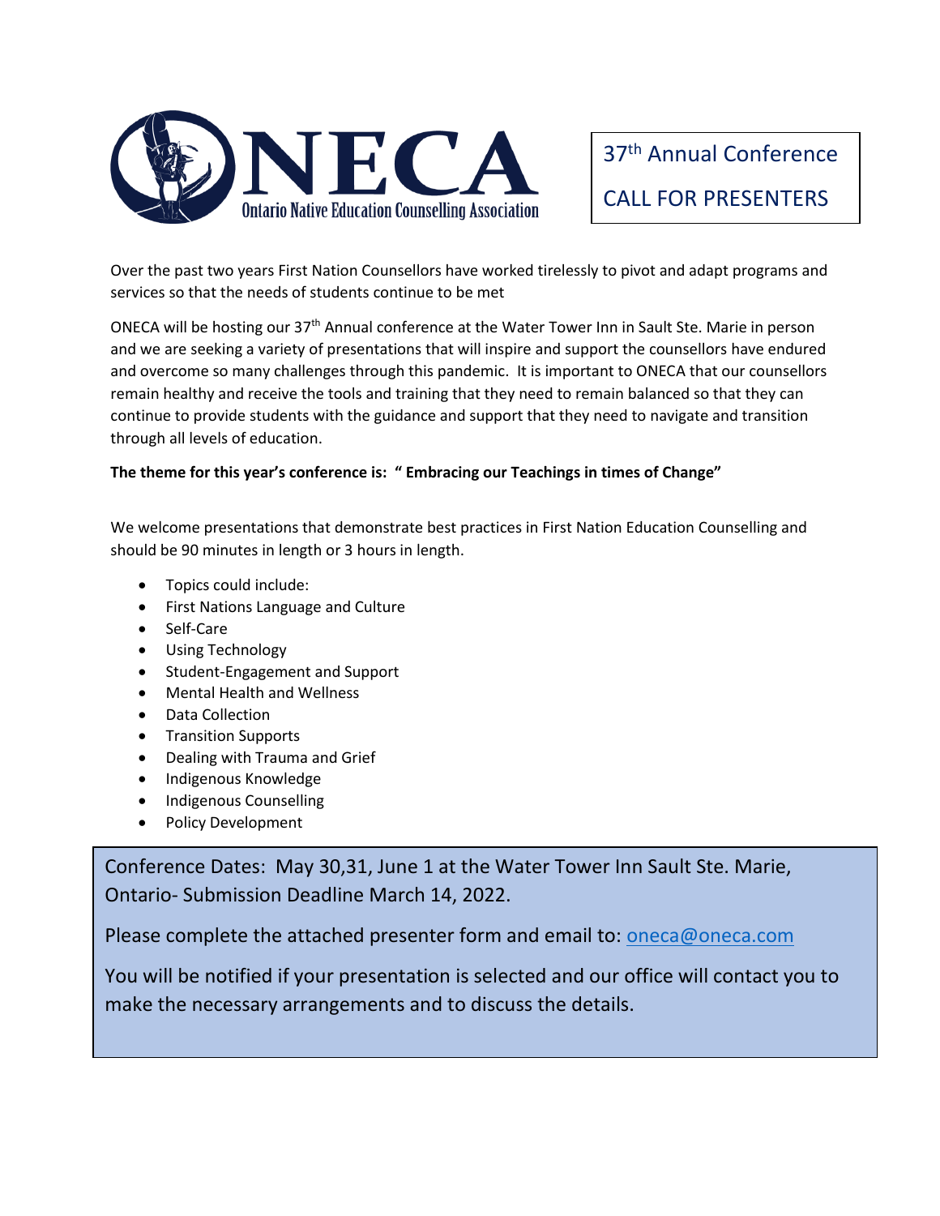ONECA

Ontario Native Education Counselling Association

37th Annual Conference

CALL FOR PRESENTERS

Over the past two years First Nation Counsellors have worked tirelessly to pivot and adapt programs and services so that the needs of students continue to be met

ONECA will be hosting our 37th Annual conference at the Water Tower Inn in Sault Ste. Marie in person and we are seeking a variety of presentations that will inspire and support the counsellors have endured and overcome so many challenges through this pandemic. It is important to ONECA that our counsellors remain healthy and receive the tools and training that they need to remain balanced so that they can continue to provide students with the guidance and support that they need to navigate and transition through all levels of education.

**The theme for this year's conference is: " Embracing our Teachings in times of Change"**

We welcome presentations that demonstrate best practices in First Nation Education Counselling and should be 90 minutes in length or 3 hours in length.

- Topics could include:
- First Nations Language and Culture
- Self-Care
- Using Technology
- Student-Engagement and Support
- Mental Health and Wellness
- Data Collection
- Transition Supports
- Dealing with Trauma and Grief
- Indigenous Knowledge
- Indigenous Counselling
- Policy Development

Conference Dates: May 30,31, June 1 at the Water Tower Inn Sault Ste. Marie, Ontario- Submission Deadline March 14, 2022.

Please complete the attached presenter form and email to: oneca@oneca.com

You will be notified if your presentation is selected and our office will contact you to make the necessary arrangements and to discuss the details.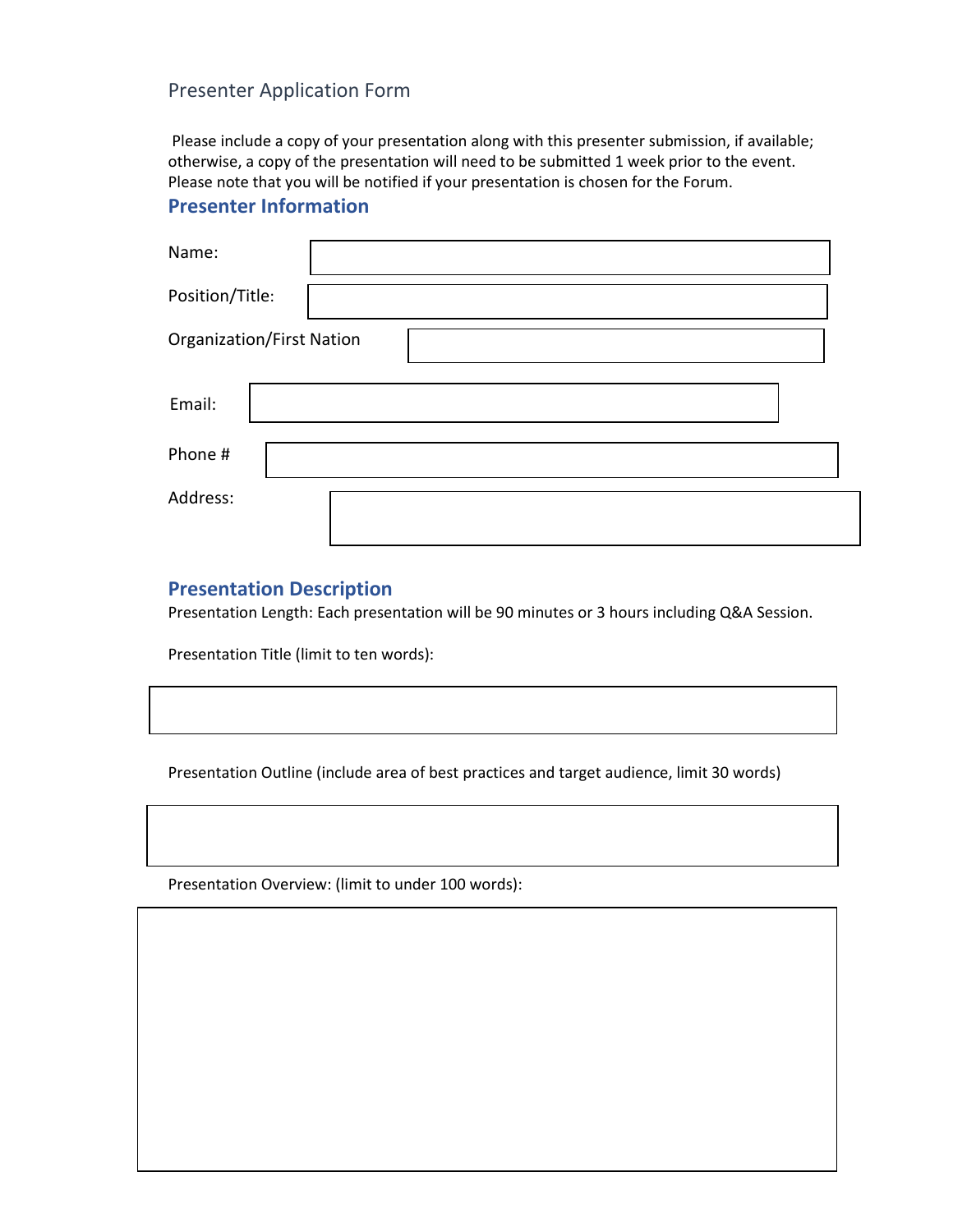Presenter Application Form

Please include a copy of your presentation along with this presenter submission, if available; otherwise, a copy of the presentation will need to be submitted 1 week prior to the event. Please note that you will be notified if your presentation is chosen for the Forum.

## Presenter Information

Name:

Position/Title:

Organization/First Nation

Email:

Phone #

Address:

## Presentation Description

Presentation Length: Each presentation will be 90 minutes or 3 hours including Q&A Session.

Presentation Title (limit to ten words):

Presentation Outline (include area of best practices and target audience, limit 30 words)

Presentation Overview: (limit to under 100 words):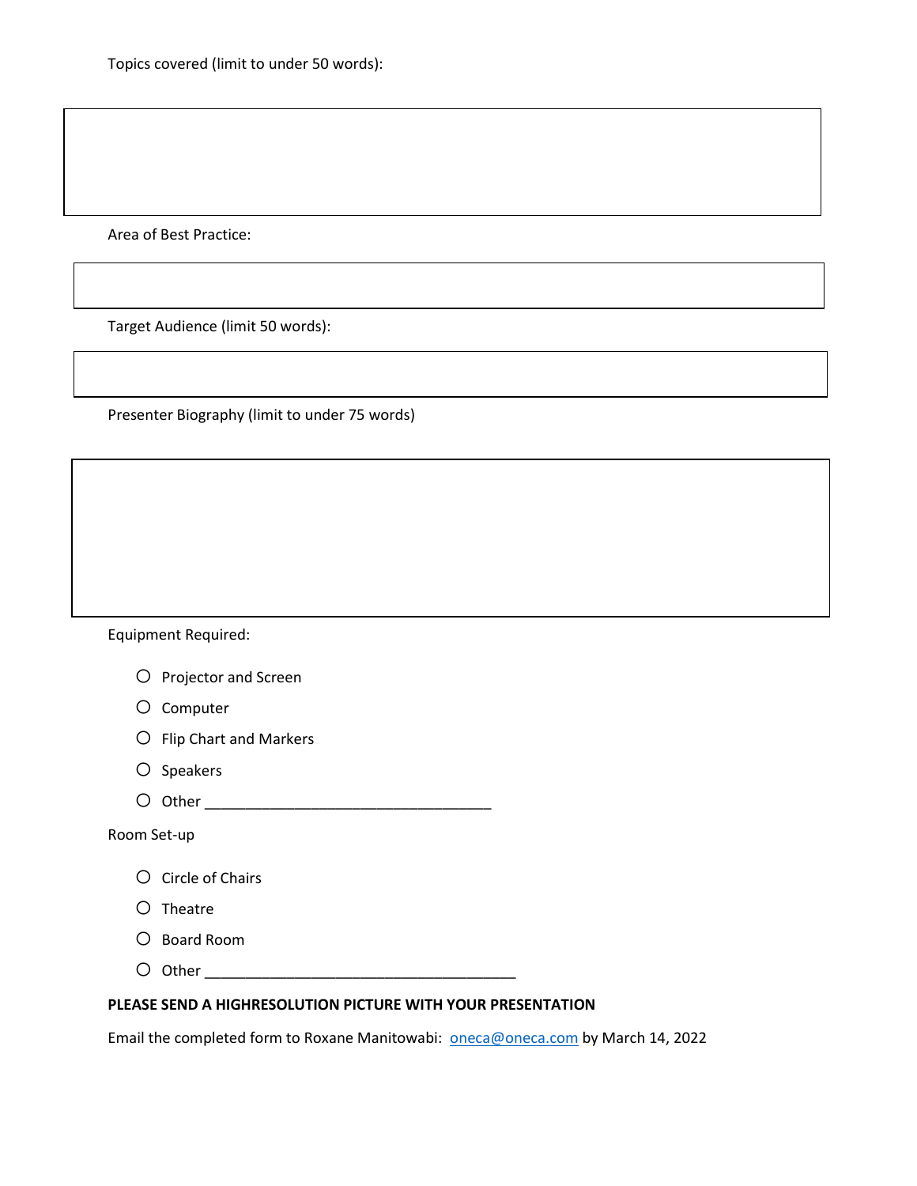Topics covered (limit to under 50 words):

Area of Best Practice:

Target Audience (limit 50 words):

Presenter Biography (limit to under 75 words)

Equipment Required:

- ○ Projector and Screen
- ○ Computer
- ○ Flip Chart and Markers
- ○ Speakers
- ○ Other ___________________________________

Room Set-up

- ○ Circle of Chairs
- ○ Theatre
- ○ Board Room
- ○ Other ______________________________________

**PLEASE SEND A HIGHRESOLUTION PICTURE WITH YOUR PRESENTATION**

Email the completed form to Roxane Manitowabi: oneca@oneca.com by March 14, 2022